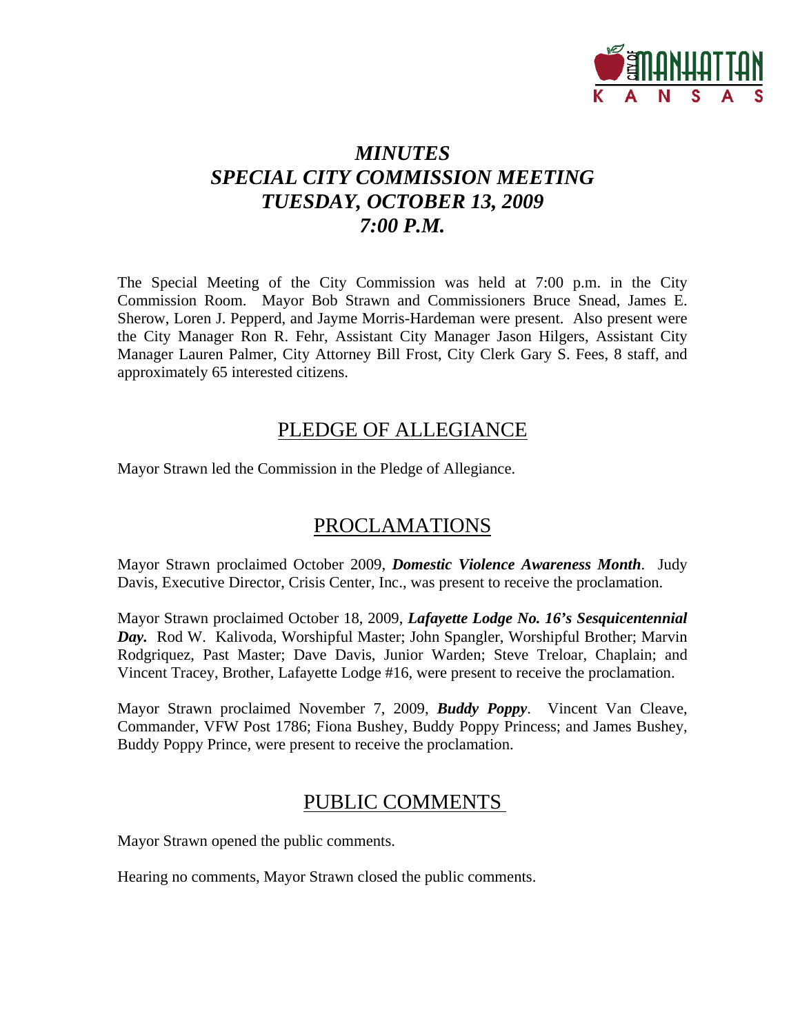# *MINUTES*
# *SPECIAL CITY COMMISSION MEETING*
# *TUESDAY, OCTOBER 13, 2009*
# *7:00 P.M.*

The Special Meeting of the City Commission was held at 7:00 p.m. in the City Commission Room. Mayor Bob Strawn and Commissioners Bruce Snead, James E. Sherow, Loren J. Pepperd, and Jayme Morris-Hardeman were present. Also present were the City Manager Ron R. Fehr, Assistant City Manager Jason Hilgers, Assistant City Manager Lauren Palmer, City Attorney Bill Frost, City Clerk Gary S. Fees, 8 staff, and approximately 65 interested citizens.

## PLEDGE OF ALLEGIANCE

Mayor Strawn led the Commission in the Pledge of Allegiance.

## PROCLAMATIONS

Mayor Strawn proclaimed October 2009, ***Domestic Violence Awareness Month***. Judy Davis, Executive Director, Crisis Center, Inc., was present to receive the proclamation.

Mayor Strawn proclaimed October 18, 2009, ***Lafayette Lodge No. 16's Sesquicentennial Day.*** Rod W. Kalivoda, Worshipful Master; John Spangler, Worshipful Brother; Marvin Rodgriquez, Past Master; Dave Davis, Junior Warden; Steve Treloar, Chaplain; and Vincent Tracey, Brother, Lafayette Lodge #16, were present to receive the proclamation.

Mayor Strawn proclaimed November 7, 2009, ***Buddy Poppy***. Vincent Van Cleave, Commander, VFW Post 1786; Fiona Bushey, Buddy Poppy Princess; and James Bushey, Buddy Poppy Prince, were present to receive the proclamation.

## PUBLIC COMMENTS

Mayor Strawn opened the public comments.

Hearing no comments, Mayor Strawn closed the public comments.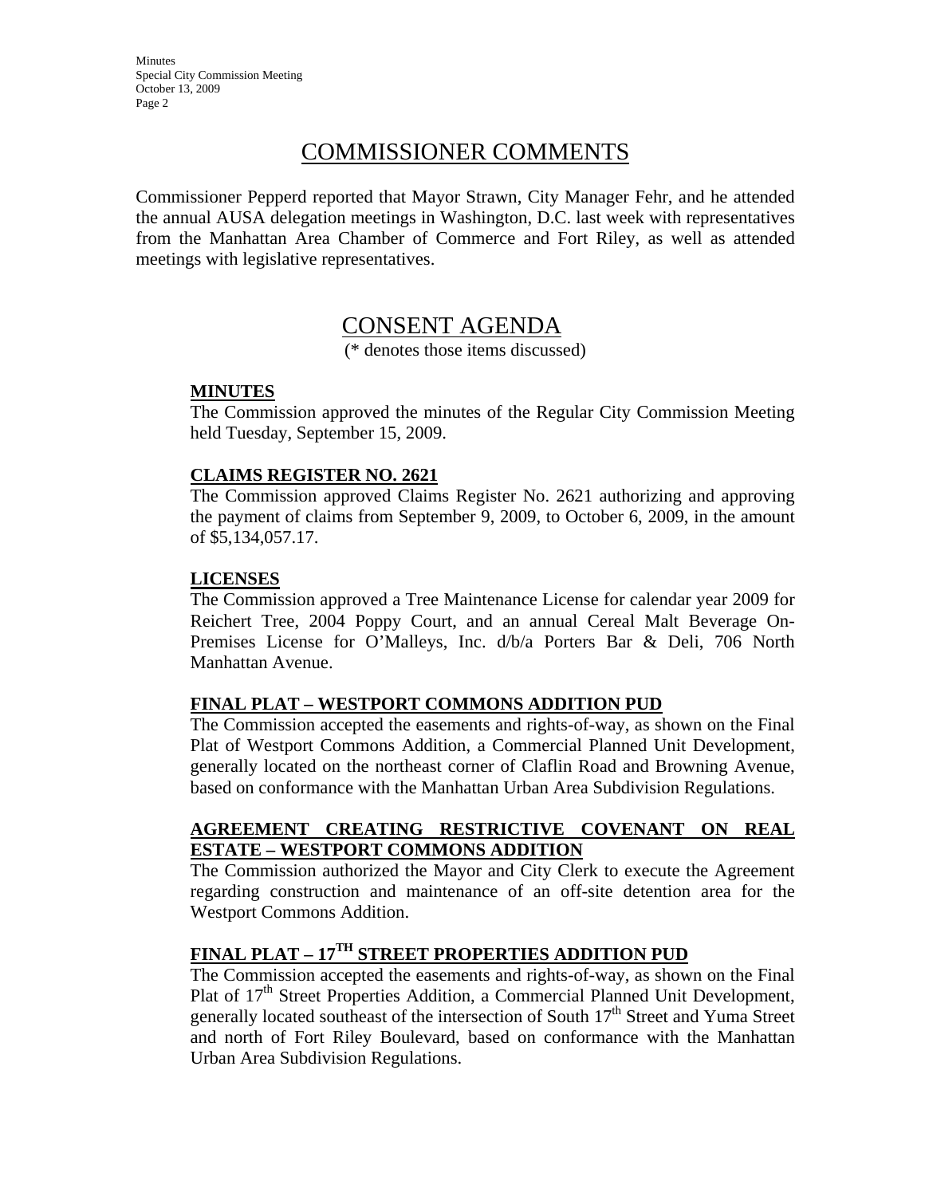## COMMISSIONER COMMENTS

Commissioner Pepperd reported that Mayor Strawn, City Manager Fehr, and he attended the annual AUSA delegation meetings in Washington, D.C. last week with representatives from the Manhattan Area Chamber of Commerce and Fort Riley, as well as attended meetings with legislative representatives.

## CONSENT AGENDA

(* denotes those items discussed)

**MINUTES**

The Commission approved the minutes of the Regular City Commission Meeting held Tuesday, September 15, 2009.

**CLAIMS REGISTER NO. 2621**

The Commission approved Claims Register No. 2621 authorizing and approving the payment of claims from September 9, 2009, to October 6, 2009, in the amount of $5,134,057.17.

**LICENSES**

The Commission approved a Tree Maintenance License for calendar year 2009 for Reichert Tree, 2004 Poppy Court, and an annual Cereal Malt Beverage On-Premises License for O'Malleys, Inc. d/b/a Porters Bar & Deli, 706 North Manhattan Avenue.

**FINAL PLAT – WESTPORT COMMONS ADDITION PUD**

The Commission accepted the easements and rights-of-way, as shown on the Final Plat of Westport Commons Addition, a Commercial Planned Unit Development, generally located on the northeast corner of Claflin Road and Browning Avenue, based on conformance with the Manhattan Urban Area Subdivision Regulations.

**AGREEMENT CREATING RESTRICTIVE COVENANT ON REAL ESTATE – WESTPORT COMMONS ADDITION**

The Commission authorized the Mayor and City Clerk to execute the Agreement regarding construction and maintenance of an off-site detention area for the Westport Commons Addition.

**FINAL PLAT – 17TH STREET PROPERTIES ADDITION PUD**

The Commission accepted the easements and rights-of-way, as shown on the Final Plat of 17th Street Properties Addition, a Commercial Planned Unit Development, generally located southeast of the intersection of South 17th Street and Yuma Street and north of Fort Riley Boulevard, based on conformance with the Manhattan Urban Area Subdivision Regulations.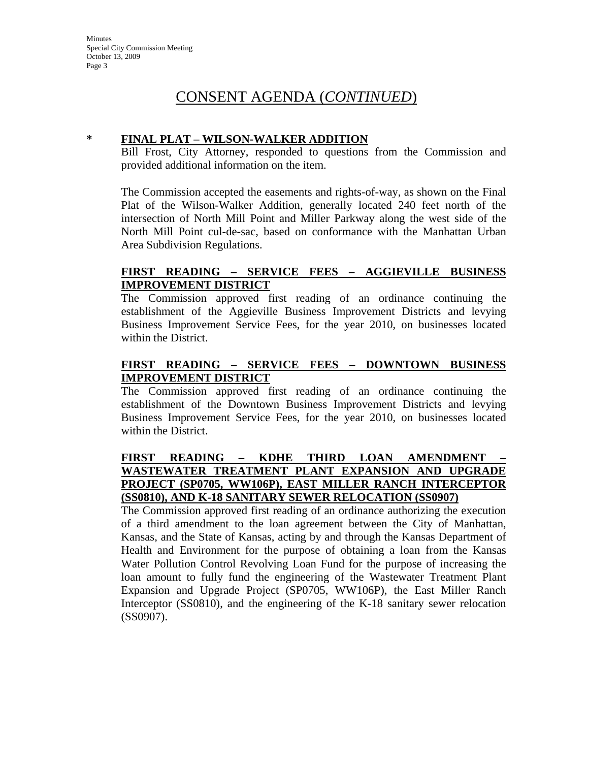# CONSENT AGENDA (*CONTINUED*)

**\* FINAL PLAT – WILSON-WALKER ADDITION**

Bill Frost, City Attorney, responded to questions from the Commission and provided additional information on the item.

The Commission accepted the easements and rights-of-way, as shown on the Final Plat of the Wilson-Walker Addition, generally located 240 feet north of the intersection of North Mill Point and Miller Parkway along the west side of the North Mill Point cul-de-sac, based on conformance with the Manhattan Urban Area Subdivision Regulations.

**FIRST READING – SERVICE FEES – AGGIEVILLE BUSINESS IMPROVEMENT DISTRICT**

The Commission approved first reading of an ordinance continuing the establishment of the Aggieville Business Improvement Districts and levying Business Improvement Service Fees, for the year 2010, on businesses located within the District.

**FIRST READING – SERVICE FEES – DOWNTOWN BUSINESS IMPROVEMENT DISTRICT**

The Commission approved first reading of an ordinance continuing the establishment of the Downtown Business Improvement Districts and levying Business Improvement Service Fees, for the year 2010, on businesses located within the District.

**FIRST READING – KDHE THIRD LOAN AMENDMENT – WASTEWATER TREATMENT PLANT EXPANSION AND UPGRADE PROJECT (SP0705, WW106P), EAST MILLER RANCH INTERCEPTOR (SS0810), AND K-18 SANITARY SEWER RELOCATION (SS0907)**

The Commission approved first reading of an ordinance authorizing the execution of a third amendment to the loan agreement between the City of Manhattan, Kansas, and the State of Kansas, acting by and through the Kansas Department of Health and Environment for the purpose of obtaining a loan from the Kansas Water Pollution Control Revolving Loan Fund for the purpose of increasing the loan amount to fully fund the engineering of the Wastewater Treatment Plant Expansion and Upgrade Project (SP0705, WW106P), the East Miller Ranch Interceptor (SS0810), and the engineering of the K-18 sanitary sewer relocation (SS0907).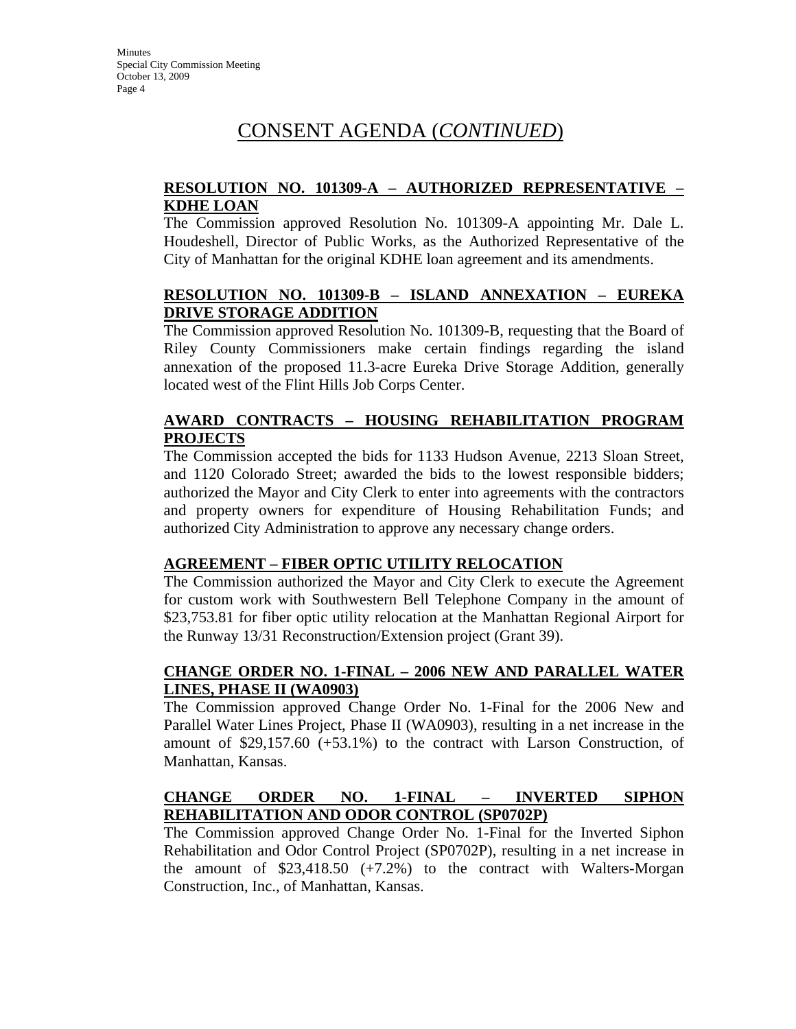# CONSENT AGENDA (*CONTINUED*)

**RESOLUTION NO. 101309-A – AUTHORIZED REPRESENTATIVE – KDHE LOAN**

The Commission approved Resolution No. 101309-A appointing Mr. Dale L. Houdeshell, Director of Public Works, as the Authorized Representative of the City of Manhattan for the original KDHE loan agreement and its amendments.

**RESOLUTION NO. 101309-B – ISLAND ANNEXATION – EUREKA DRIVE STORAGE ADDITION**

The Commission approved Resolution No. 101309-B, requesting that the Board of Riley County Commissioners make certain findings regarding the island annexation of the proposed 11.3-acre Eureka Drive Storage Addition, generally located west of the Flint Hills Job Corps Center.

**AWARD CONTRACTS – HOUSING REHABILITATION PROGRAM PROJECTS**

The Commission accepted the bids for 1133 Hudson Avenue, 2213 Sloan Street, and 1120 Colorado Street; awarded the bids to the lowest responsible bidders; authorized the Mayor and City Clerk to enter into agreements with the contractors and property owners for expenditure of Housing Rehabilitation Funds; and authorized City Administration to approve any necessary change orders.

**AGREEMENT – FIBER OPTIC UTILITY RELOCATION**

The Commission authorized the Mayor and City Clerk to execute the Agreement for custom work with Southwestern Bell Telephone Company in the amount of $23,753.81 for fiber optic utility relocation at the Manhattan Regional Airport for the Runway 13/31 Reconstruction/Extension project (Grant 39).

**CHANGE ORDER NO. 1-FINAL – 2006 NEW AND PARALLEL WATER LINES, PHASE II (WA0903)**

The Commission approved Change Order No. 1-Final for the 2006 New and Parallel Water Lines Project, Phase II (WA0903), resulting in a net increase in the amount of $29,157.60 (+53.1%) to the contract with Larson Construction, of Manhattan, Kansas.

**CHANGE ORDER NO. 1-FINAL – INVERTED SIPHON REHABILITATION AND ODOR CONTROL (SP0702P)**

The Commission approved Change Order No. 1-Final for the Inverted Siphon Rehabilitation and Odor Control Project (SP0702P), resulting in a net increase in the amount of $23,418.50 (+7.2%) to the contract with Walters-Morgan Construction, Inc., of Manhattan, Kansas.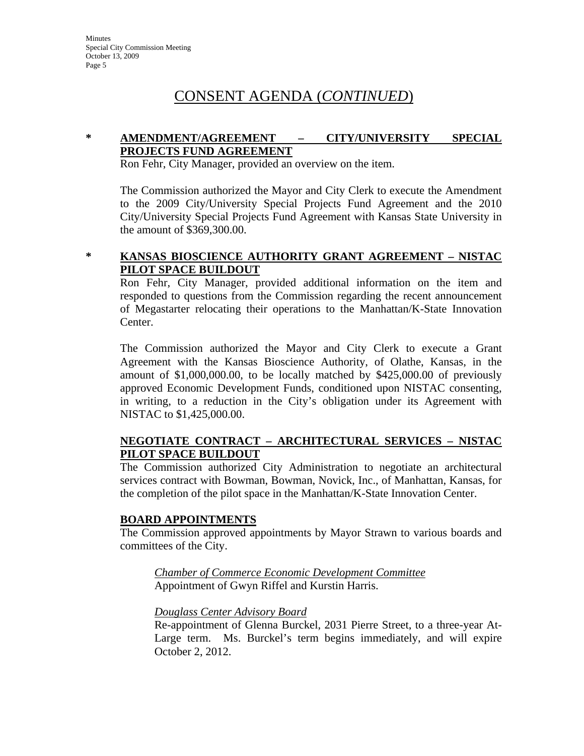## CONSENT AGENDA (*CONTINUED*)

**\* AMENDMENT/AGREEMENT – CITY/UNIVERSITY SPECIAL PROJECTS FUND AGREEMENT**

Ron Fehr, City Manager, provided an overview on the item.

The Commission authorized the Mayor and City Clerk to execute the Amendment to the 2009 City/University Special Projects Fund Agreement and the 2010 City/University Special Projects Fund Agreement with Kansas State University in the amount of $369,300.00.

**\* KANSAS BIOSCIENCE AUTHORITY GRANT AGREEMENT – NISTAC PILOT SPACE BUILDOUT**

Ron Fehr, City Manager, provided additional information on the item and responded to questions from the Commission regarding the recent announcement of Megastarter relocating their operations to the Manhattan/K-State Innovation Center.

The Commission authorized the Mayor and City Clerk to execute a Grant Agreement with the Kansas Bioscience Authority, of Olathe, Kansas, in the amount of $1,000,000.00, to be locally matched by $425,000.00 of previously approved Economic Development Funds, conditioned upon NISTAC consenting, in writing, to a reduction in the City's obligation under its Agreement with NISTAC to $1,425,000.00.

**NEGOTIATE CONTRACT – ARCHITECTURAL SERVICES – NISTAC PILOT SPACE BUILDOUT**

The Commission authorized City Administration to negotiate an architectural services contract with Bowman, Bowman, Novick, Inc., of Manhattan, Kansas, for the completion of the pilot space in the Manhattan/K-State Innovation Center.

**BOARD APPOINTMENTS**

The Commission approved appointments by Mayor Strawn to various boards and committees of the City.

*Chamber of Commerce Economic Development Committee*
Appointment of Gwyn Riffel and Kurstin Harris.

*Douglass Center Advisory Board*
Re-appointment of Glenna Burckel, 2031 Pierre Street, to a three-year At-Large term. Ms. Burckel's term begins immediately, and will expire October 2, 2012.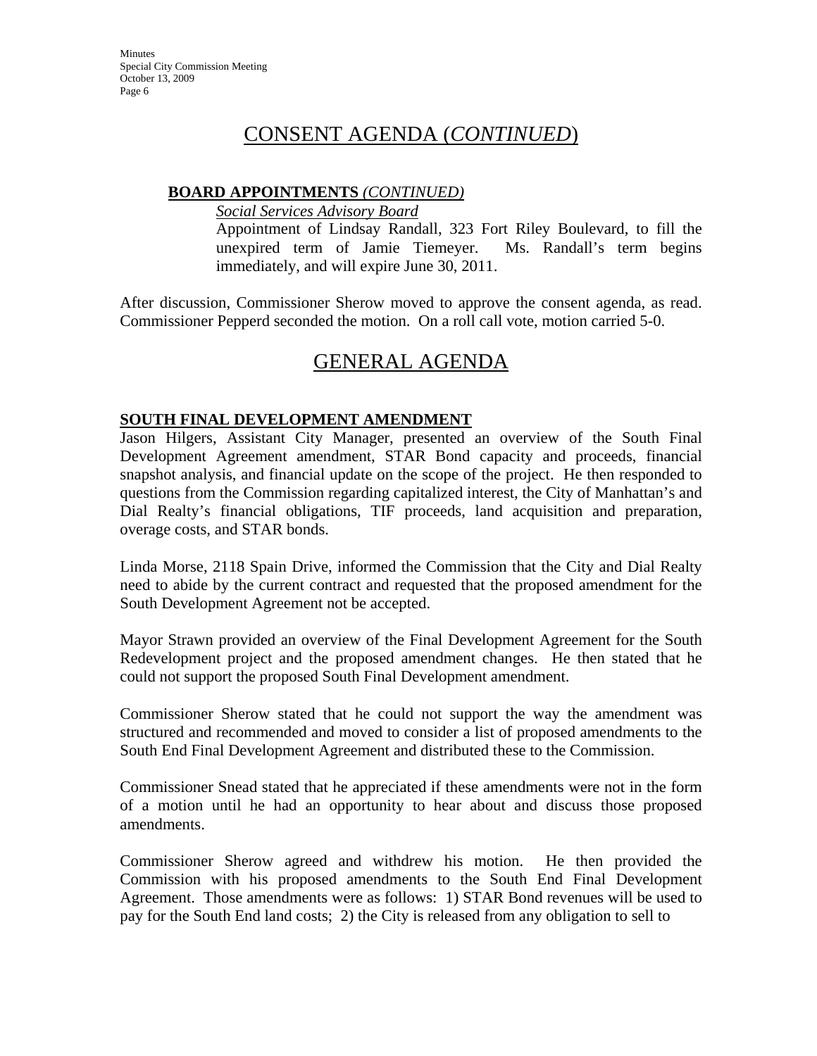# CONSENT AGENDA (*CONTINUED*)

**BOARD APPOINTMENTS** ***(CONTINUED)***

*Social Services Advisory Board*

Appointment of Lindsay Randall, 323 Fort Riley Boulevard, to fill the unexpired term of Jamie Tiemeyer. Ms. Randall's term begins immediately, and will expire June 30, 2011.

After discussion, Commissioner Sherow moved to approve the consent agenda, as read. Commissioner Pepperd seconded the motion. On a roll call vote, motion carried 5-0.

# GENERAL AGENDA

**SOUTH FINAL DEVELOPMENT AMENDMENT**

Jason Hilgers, Assistant City Manager, presented an overview of the South Final Development Agreement amendment, STAR Bond capacity and proceeds, financial snapshot analysis, and financial update on the scope of the project. He then responded to questions from the Commission regarding capitalized interest, the City of Manhattan's and Dial Realty's financial obligations, TIF proceeds, land acquisition and preparation, overage costs, and STAR bonds.

Linda Morse, 2118 Spain Drive, informed the Commission that the City and Dial Realty need to abide by the current contract and requested that the proposed amendment for the South Development Agreement not be accepted.

Mayor Strawn provided an overview of the Final Development Agreement for the South Redevelopment project and the proposed amendment changes. He then stated that he could not support the proposed South Final Development amendment.

Commissioner Sherow stated that he could not support the way the amendment was structured and recommended and moved to consider a list of proposed amendments to the South End Final Development Agreement and distributed these to the Commission.

Commissioner Snead stated that he appreciated if these amendments were not in the form of a motion until he had an opportunity to hear about and discuss those proposed amendments.

Commissioner Sherow agreed and withdrew his motion. He then provided the Commission with his proposed amendments to the South End Final Development Agreement. Those amendments were as follows: 1) STAR Bond revenues will be used to pay for the South End land costs; 2) the City is released from any obligation to sell to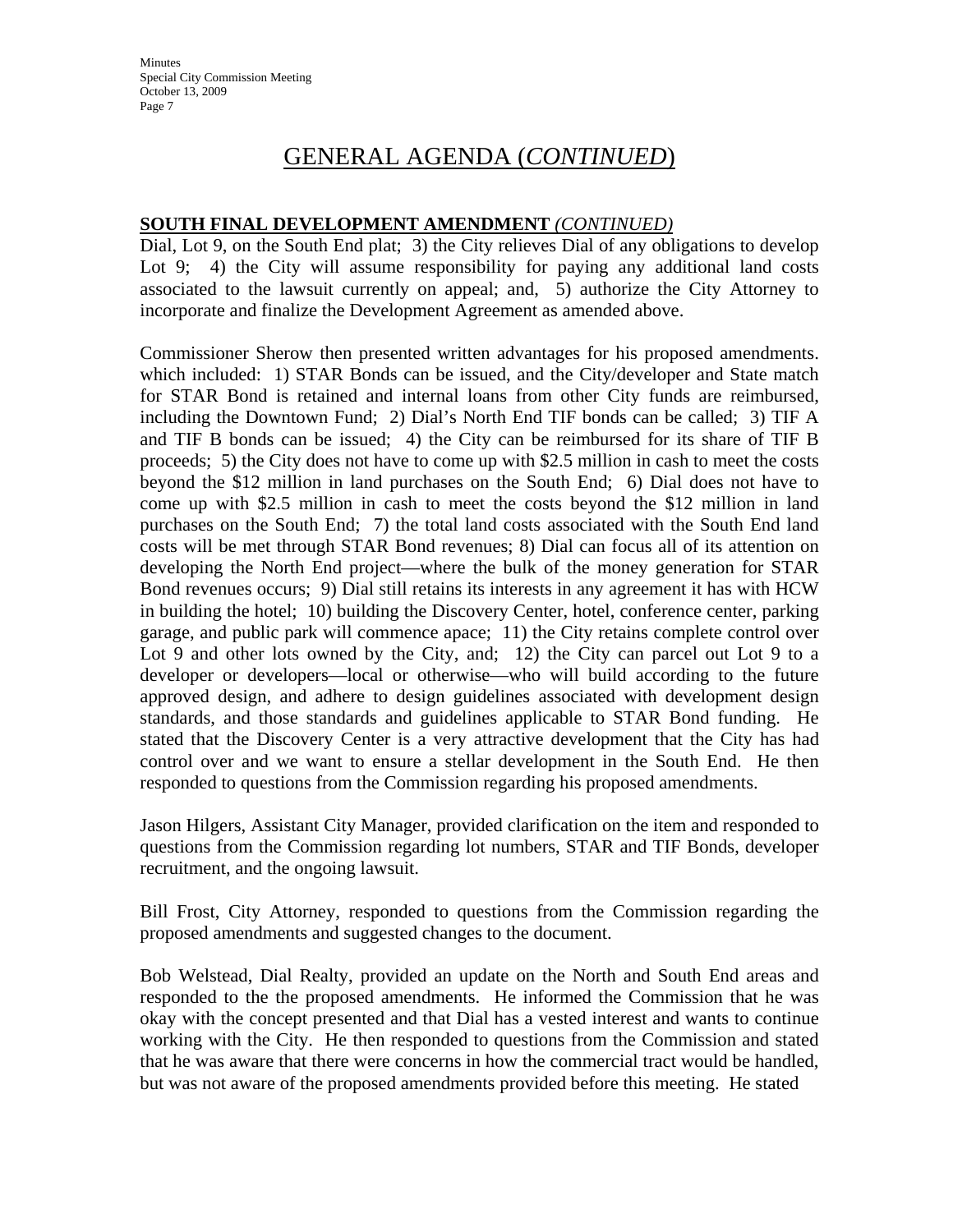# GENERAL AGENDA (*CONTINUED*)

**SOUTH FINAL DEVELOPMENT AMENDMENT** *(CONTINUED)*
Dial, Lot 9, on the South End plat; 3) the City relieves Dial of any obligations to develop Lot 9; 4) the City will assume responsibility for paying any additional land costs associated to the lawsuit currently on appeal; and, 5) authorize the City Attorney to incorporate and finalize the Development Agreement as amended above.

Commissioner Sherow then presented written advantages for his proposed amendments. which included: 1) STAR Bonds can be issued, and the City/developer and State match for STAR Bond is retained and internal loans from other City funds are reimbursed, including the Downtown Fund; 2) Dial's North End TIF bonds can be called; 3) TIF A and TIF B bonds can be issued; 4) the City can be reimbursed for its share of TIF B proceeds; 5) the City does not have to come up with \$2.5 million in cash to meet the costs beyond the \$12 million in land purchases on the South End; 6) Dial does not have to come up with \$2.5 million in cash to meet the costs beyond the \$12 million in land purchases on the South End; 7) the total land costs associated with the South End land costs will be met through STAR Bond revenues; 8) Dial can focus all of its attention on developing the North End project—where the bulk of the money generation for STAR Bond revenues occurs; 9) Dial still retains its interests in any agreement it has with HCW in building the hotel; 10) building the Discovery Center, hotel, conference center, parking garage, and public park will commence apace; 11) the City retains complete control over Lot 9 and other lots owned by the City, and; 12) the City can parcel out Lot 9 to a developer or developers—local or otherwise—who will build according to the future approved design, and adhere to design guidelines associated with development design standards, and those standards and guidelines applicable to STAR Bond funding. He stated that the Discovery Center is a very attractive development that the City has had control over and we want to ensure a stellar development in the South End. He then responded to questions from the Commission regarding his proposed amendments.

Jason Hilgers, Assistant City Manager, provided clarification on the item and responded to questions from the Commission regarding lot numbers, STAR and TIF Bonds, developer recruitment, and the ongoing lawsuit.

Bill Frost, City Attorney, responded to questions from the Commission regarding the proposed amendments and suggested changes to the document.

Bob Welstead, Dial Realty, provided an update on the North and South End areas and responded to the the proposed amendments. He informed the Commission that he was okay with the concept presented and that Dial has a vested interest and wants to continue working with the City. He then responded to questions from the Commission and stated that he was aware that there were concerns in how the commercial tract would be handled, but was not aware of the proposed amendments provided before this meeting. He stated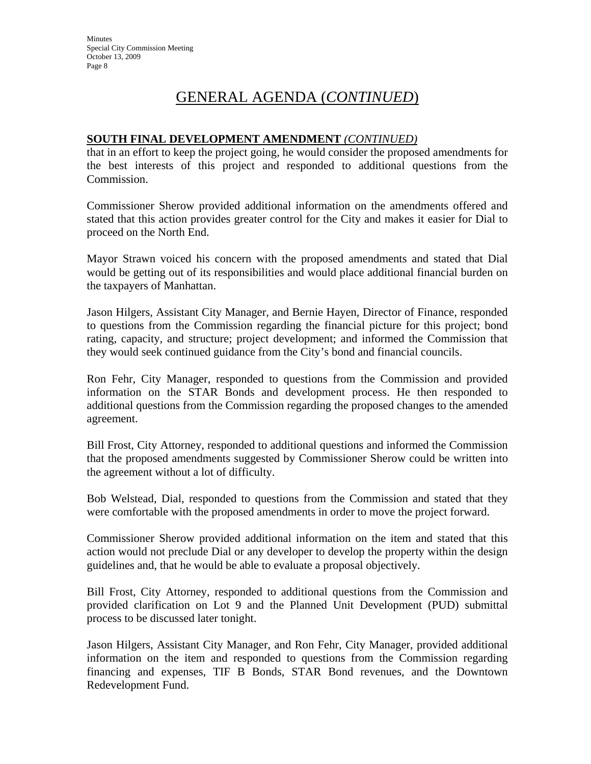# GENERAL AGENDA (*CONTINUED*)

**SOUTH FINAL DEVELOPMENT AMENDMENT** ***(CONTINUED)***

that in an effort to keep the project going, he would consider the proposed amendments for the best interests of this project and responded to additional questions from the Commission.

Commissioner Sherow provided additional information on the amendments offered and stated that this action provides greater control for the City and makes it easier for Dial to proceed on the North End.

Mayor Strawn voiced his concern with the proposed amendments and stated that Dial would be getting out of its responsibilities and would place additional financial burden on the taxpayers of Manhattan.

Jason Hilgers, Assistant City Manager, and Bernie Hayen, Director of Finance, responded to questions from the Commission regarding the financial picture for this project; bond rating, capacity, and structure; project development; and informed the Commission that they would seek continued guidance from the City's bond and financial councils.

Ron Fehr, City Manager, responded to questions from the Commission and provided information on the STAR Bonds and development process. He then responded to additional questions from the Commission regarding the proposed changes to the amended agreement.

Bill Frost, City Attorney, responded to additional questions and informed the Commission that the proposed amendments suggested by Commissioner Sherow could be written into the agreement without a lot of difficulty.

Bob Welstead, Dial, responded to questions from the Commission and stated that they were comfortable with the proposed amendments in order to move the project forward.

Commissioner Sherow provided additional information on the item and stated that this action would not preclude Dial or any developer to develop the property within the design guidelines and, that he would be able to evaluate a proposal objectively.

Bill Frost, City Attorney, responded to additional questions from the Commission and provided clarification on Lot 9 and the Planned Unit Development (PUD) submittal process to be discussed later tonight.

Jason Hilgers, Assistant City Manager, and Ron Fehr, City Manager, provided additional information on the item and responded to questions from the Commission regarding financing and expenses, TIF B Bonds, STAR Bond revenues, and the Downtown Redevelopment Fund.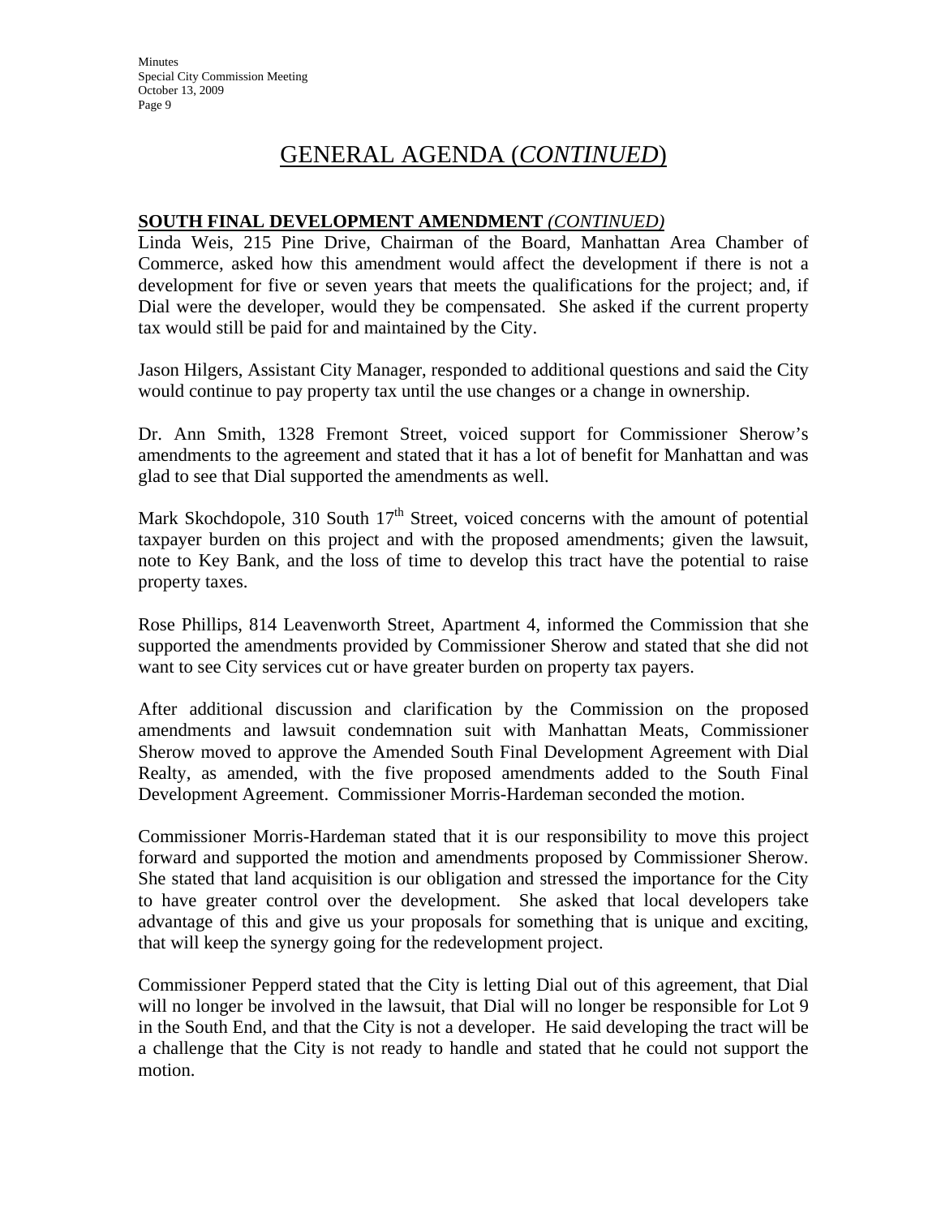# GENERAL AGENDA (*CONTINUED*)

**SOUTH FINAL DEVELOPMENT AMENDMENT** ***(CONTINUED)***

Linda Weis, 215 Pine Drive, Chairman of the Board, Manhattan Area Chamber of Commerce, asked how this amendment would affect the development if there is not a development for five or seven years that meets the qualifications for the project; and, if Dial were the developer, would they be compensated. She asked if the current property tax would still be paid for and maintained by the City.

Jason Hilgers, Assistant City Manager, responded to additional questions and said the City would continue to pay property tax until the use changes or a change in ownership.

Dr. Ann Smith, 1328 Fremont Street, voiced support for Commissioner Sherow's amendments to the agreement and stated that it has a lot of benefit for Manhattan and was glad to see that Dial supported the amendments as well.

Mark Skochdopole, 310 South 17th Street, voiced concerns with the amount of potential taxpayer burden on this project and with the proposed amendments; given the lawsuit, note to Key Bank, and the loss of time to develop this tract have the potential to raise property taxes.

Rose Phillips, 814 Leavenworth Street, Apartment 4, informed the Commission that she supported the amendments provided by Commissioner Sherow and stated that she did not want to see City services cut or have greater burden on property tax payers.

After additional discussion and clarification by the Commission on the proposed amendments and lawsuit condemnation suit with Manhattan Meats, Commissioner Sherow moved to approve the Amended South Final Development Agreement with Dial Realty, as amended, with the five proposed amendments added to the South Final Development Agreement. Commissioner Morris-Hardeman seconded the motion.

Commissioner Morris-Hardeman stated that it is our responsibility to move this project forward and supported the motion and amendments proposed by Commissioner Sherow. She stated that land acquisition is our obligation and stressed the importance for the City to have greater control over the development. She asked that local developers take advantage of this and give us your proposals for something that is unique and exciting, that will keep the synergy going for the redevelopment project.

Commissioner Pepperd stated that the City is letting Dial out of this agreement, that Dial will no longer be involved in the lawsuit, that Dial will no longer be responsible for Lot 9 in the South End, and that the City is not a developer. He said developing the tract will be a challenge that the City is not ready to handle and stated that he could not support the motion.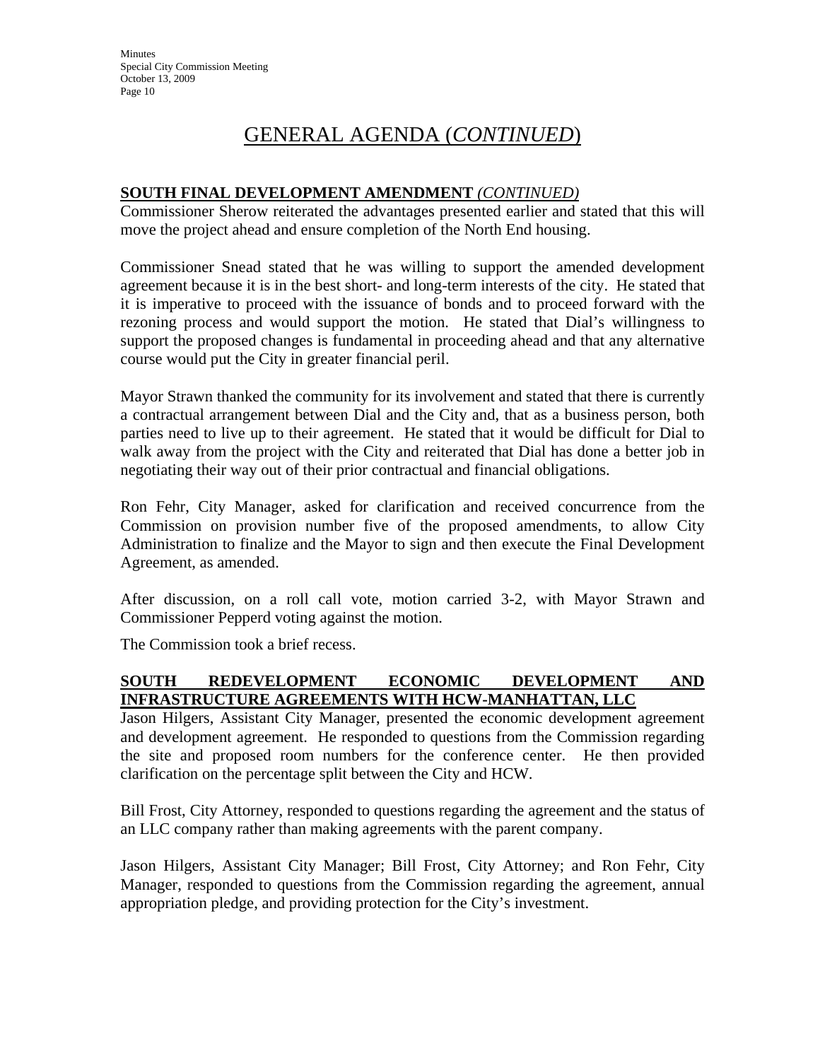# GENERAL AGENDA (*CONTINUED*)

**SOUTH FINAL DEVELOPMENT AMENDMENT** ***(CONTINUED)***

Commissioner Sherow reiterated the advantages presented earlier and stated that this will move the project ahead and ensure completion of the North End housing.

Commissioner Snead stated that he was willing to support the amended development agreement because it is in the best short- and long-term interests of the city. He stated that it is imperative to proceed with the issuance of bonds and to proceed forward with the rezoning process and would support the motion. He stated that Dial's willingness to support the proposed changes is fundamental in proceeding ahead and that any alternative course would put the City in greater financial peril.

Mayor Strawn thanked the community for its involvement and stated that there is currently a contractual arrangement between Dial and the City and, that as a business person, both parties need to live up to their agreement. He stated that it would be difficult for Dial to walk away from the project with the City and reiterated that Dial has done a better job in negotiating their way out of their prior contractual and financial obligations.

Ron Fehr, City Manager, asked for clarification and received concurrence from the Commission on provision number five of the proposed amendments, to allow City Administration to finalize and the Mayor to sign and then execute the Final Development Agreement, as amended.

After discussion, on a roll call vote, motion carried 3-2, with Mayor Strawn and Commissioner Pepperd voting against the motion.

The Commission took a brief recess.

**SOUTH REDEVELOPMENT ECONOMIC DEVELOPMENT AND INFRASTRUCTURE AGREEMENTS WITH HCW-MANHATTAN, LLC**

Jason Hilgers, Assistant City Manager, presented the economic development agreement and development agreement. He responded to questions from the Commission regarding the site and proposed room numbers for the conference center. He then provided clarification on the percentage split between the City and HCW.

Bill Frost, City Attorney, responded to questions regarding the agreement and the status of an LLC company rather than making agreements with the parent company.

Jason Hilgers, Assistant City Manager; Bill Frost, City Attorney; and Ron Fehr, City Manager, responded to questions from the Commission regarding the agreement, annual appropriation pledge, and providing protection for the City's investment.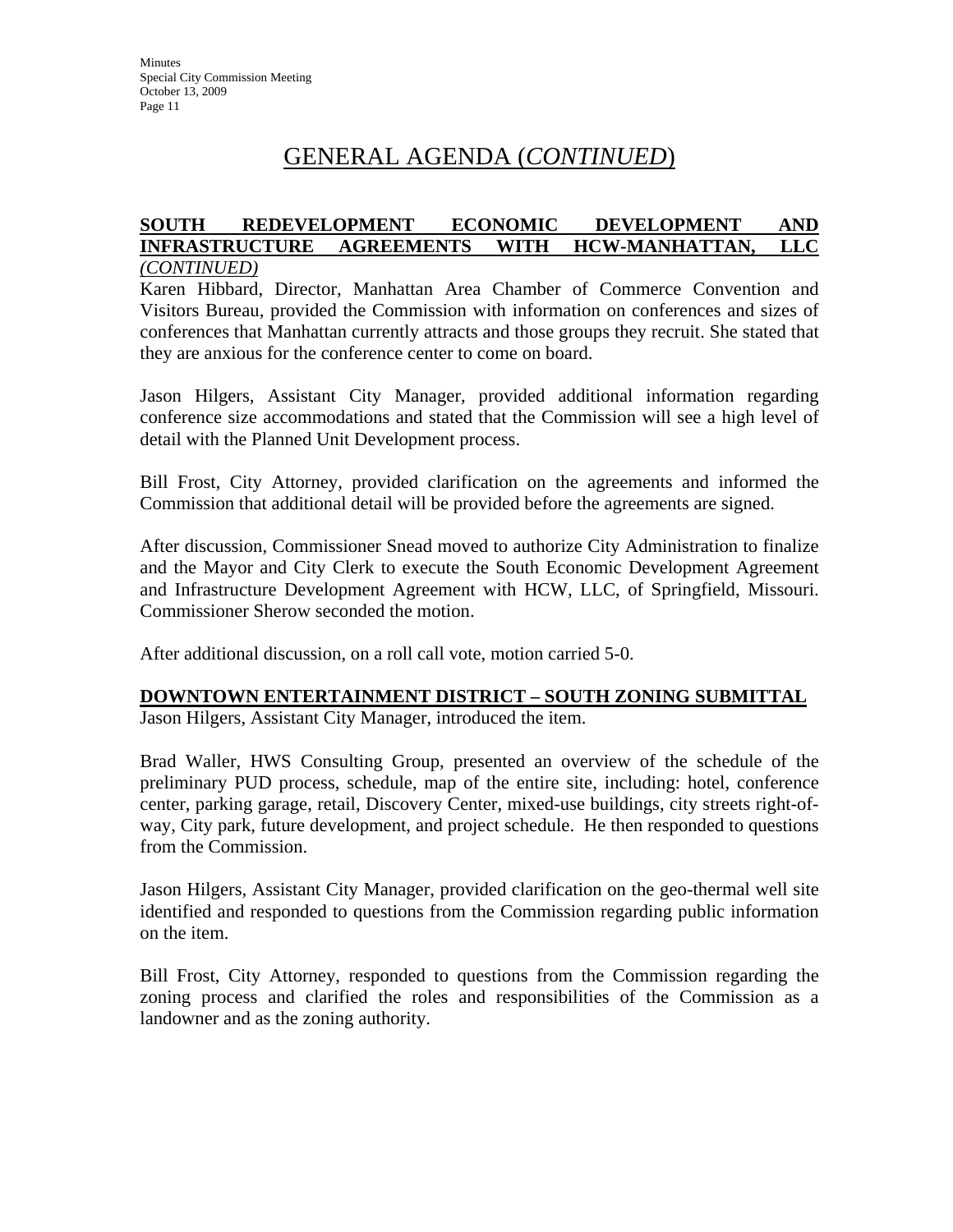# GENERAL AGENDA (*CONTINUED*)

**SOUTH REDEVELOPMENT ECONOMIC DEVELOPMENT AND INFRASTRUCTURE AGREEMENTS WITH HCW-MANHATTAN, LLC** ***(CONTINUED)***

Karen Hibbard, Director, Manhattan Area Chamber of Commerce Convention and Visitors Bureau, provided the Commission with information on conferences and sizes of conferences that Manhattan currently attracts and those groups they recruit. She stated that they are anxious for the conference center to come on board.

Jason Hilgers, Assistant City Manager, provided additional information regarding conference size accommodations and stated that the Commission will see a high level of detail with the Planned Unit Development process.

Bill Frost, City Attorney, provided clarification on the agreements and informed the Commission that additional detail will be provided before the agreements are signed.

After discussion, Commissioner Snead moved to authorize City Administration to finalize and the Mayor and City Clerk to execute the South Economic Development Agreement and Infrastructure Development Agreement with HCW, LLC, of Springfield, Missouri. Commissioner Sherow seconded the motion.

After additional discussion, on a roll call vote, motion carried 5-0.

**DOWNTOWN ENTERTAINMENT DISTRICT – SOUTH ZONING SUBMITTAL**

Jason Hilgers, Assistant City Manager, introduced the item.

Brad Waller, HWS Consulting Group, presented an overview of the schedule of the preliminary PUD process, schedule, map of the entire site, including: hotel, conference center, parking garage, retail, Discovery Center, mixed-use buildings, city streets right-of-way, City park, future development, and project schedule. He then responded to questions from the Commission.

Jason Hilgers, Assistant City Manager, provided clarification on the geo-thermal well site identified and responded to questions from the Commission regarding public information on the item.

Bill Frost, City Attorney, responded to questions from the Commission regarding the zoning process and clarified the roles and responsibilities of the Commission as a landowner and as the zoning authority.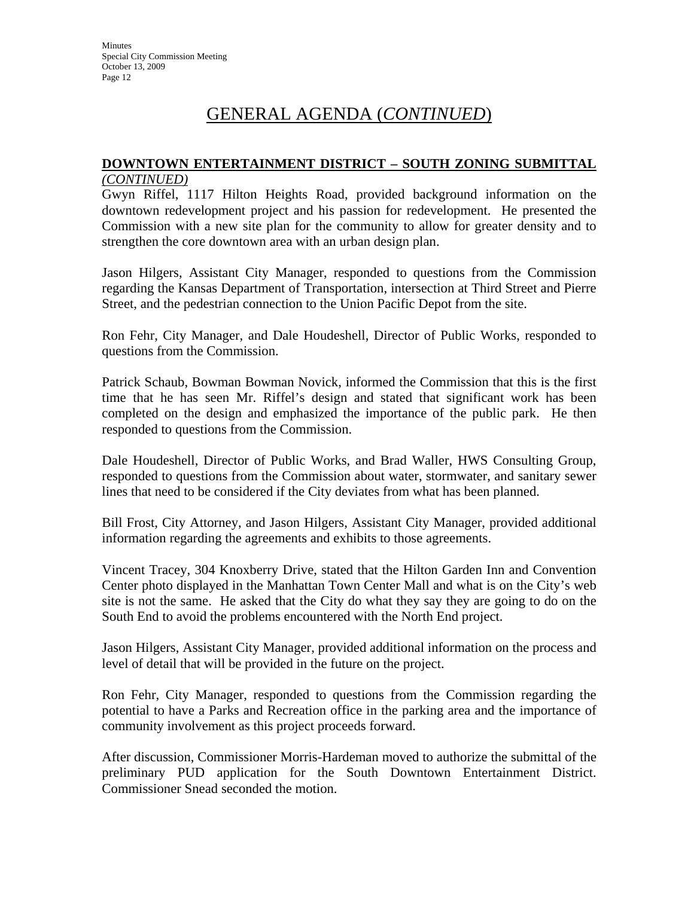# GENERAL AGENDA (*CONTINUED*)

**DOWNTOWN ENTERTAINMENT DISTRICT – SOUTH ZONING SUBMITTAL** *(CONTINUED)*

Gwyn Riffel, 1117 Hilton Heights Road, provided background information on the downtown redevelopment project and his passion for redevelopment. He presented the Commission with a new site plan for the community to allow for greater density and to strengthen the core downtown area with an urban design plan.

Jason Hilgers, Assistant City Manager, responded to questions from the Commission regarding the Kansas Department of Transportation, intersection at Third Street and Pierre Street, and the pedestrian connection to the Union Pacific Depot from the site.

Ron Fehr, City Manager, and Dale Houdeshell, Director of Public Works, responded to questions from the Commission.

Patrick Schaub, Bowman Bowman Novick, informed the Commission that this is the first time that he has seen Mr. Riffel's design and stated that significant work has been completed on the design and emphasized the importance of the public park. He then responded to questions from the Commission.

Dale Houdeshell, Director of Public Works, and Brad Waller, HWS Consulting Group, responded to questions from the Commission about water, stormwater, and sanitary sewer lines that need to be considered if the City deviates from what has been planned.

Bill Frost, City Attorney, and Jason Hilgers, Assistant City Manager, provided additional information regarding the agreements and exhibits to those agreements.

Vincent Tracey, 304 Knoxberry Drive, stated that the Hilton Garden Inn and Convention Center photo displayed in the Manhattan Town Center Mall and what is on the City's web site is not the same. He asked that the City do what they say they are going to do on the South End to avoid the problems encountered with the North End project.

Jason Hilgers, Assistant City Manager, provided additional information on the process and level of detail that will be provided in the future on the project.

Ron Fehr, City Manager, responded to questions from the Commission regarding the potential to have a Parks and Recreation office in the parking area and the importance of community involvement as this project proceeds forward.

After discussion, Commissioner Morris-Hardeman moved to authorize the submittal of the preliminary PUD application for the South Downtown Entertainment District. Commissioner Snead seconded the motion.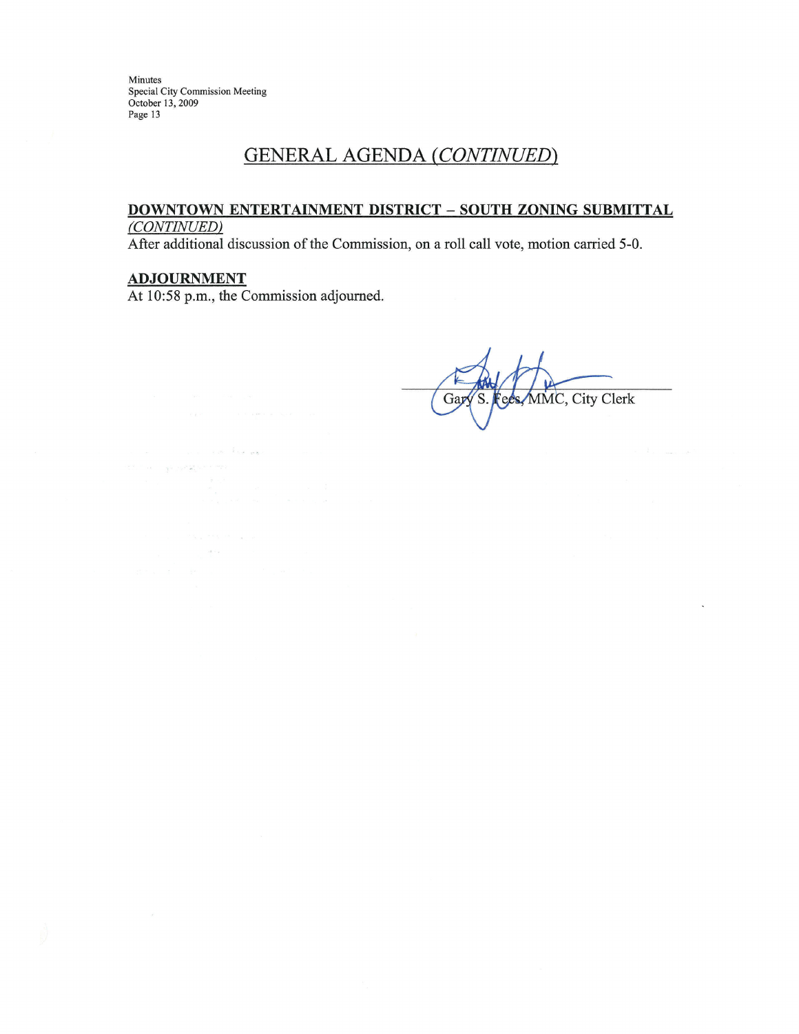## GENERAL AGENDA *(CONTINUED)*

**DOWNTOWN ENTERTAINMENT DISTRICT – SOUTH ZONING SUBMITTAL**
*(CONTINUED)*
After additional discussion of the Commission, on a roll call vote, motion carried 5-0.

**ADJOURNMENT**
At 10:58 p.m., the Commission adjourned.

Gary S. Fees, MMC, City Clerk